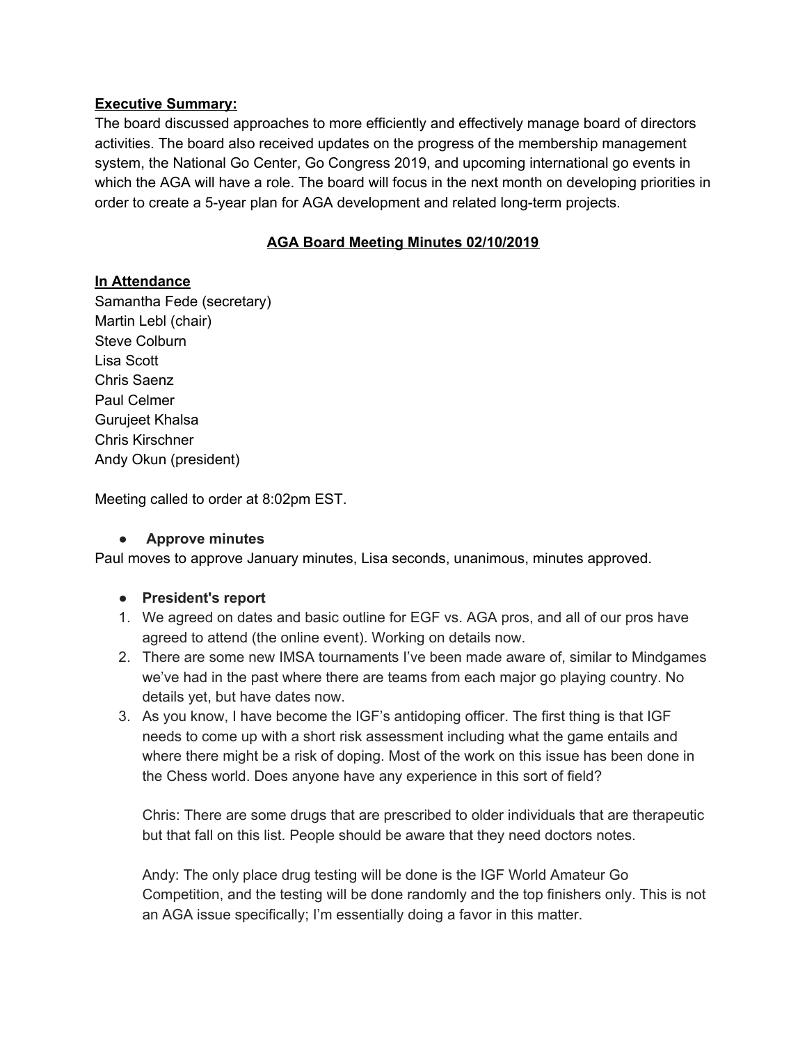**Executive Summary:**

The board discussed approaches to more efficiently and effectively manage board of directors activities. The board also received updates on the progress of the membership management system, the National Go Center, Go Congress 2019, and upcoming international go events in which the AGA will have a role. The board will focus in the next month on developing priorities in order to create a 5-year plan for AGA development and related long-term projects.

## AGA Board Meeting Minutes 02/10/2019

**In Attendance**

Samantha Fede (secretary)
Martin Lebl (chair)
Steve Colburn
Lisa Scott
Chris Saenz
Paul Celmer
Gurujeet Khalsa
Chris Kirschner
Andy Okun (president)

Meeting called to order at 8:02pm EST.

- **Approve minutes**

Paul moves to approve January minutes, Lisa seconds, unanimous, minutes approved.

- **President's report**

1. We agreed on dates and basic outline for EGF vs. AGA pros, and all of our pros have agreed to attend (the online event). Working on details now.
2. There are some new IMSA tournaments I've been made aware of, similar to Mindgames we've had in the past where there are teams from each major go playing country. No details yet, but have dates now.
3. As you know, I have become the IGF's antidoping officer. The first thing is that IGF needs to come up with a short risk assessment including what the game entails and where there might be a risk of doping. Most of the work on this issue has been done in the Chess world. Does anyone have any experience in this sort of field?

   Chris: There are some drugs that are prescribed to older individuals that are therapeutic but that fall on this list. People should be aware that they need doctors notes.

   Andy: The only place drug testing will be done is the IGF World Amateur Go Competition, and the testing will be done randomly and the top finishers only. This is not an AGA issue specifically; I'm essentially doing a favor in this matter.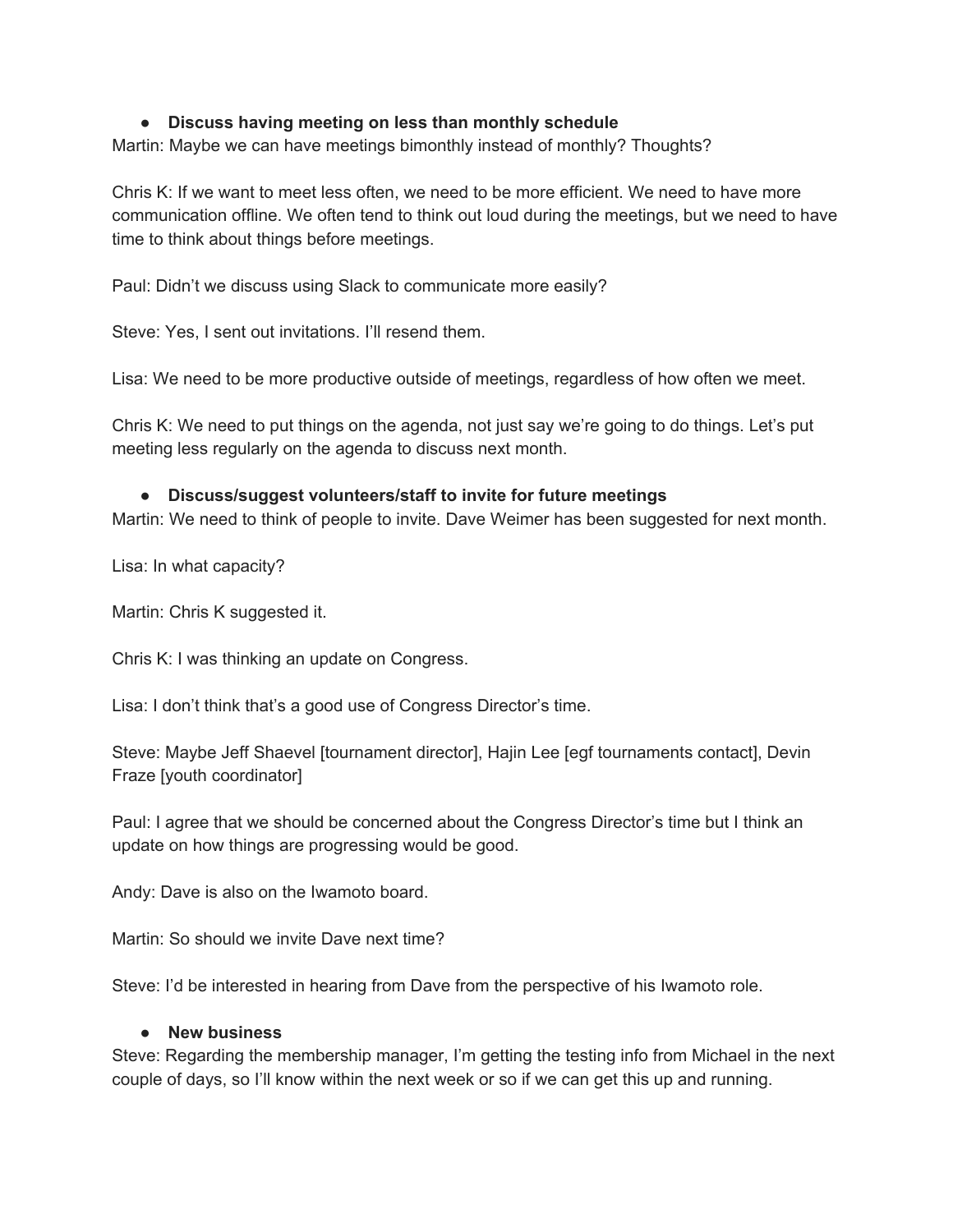- **Discuss having meeting on less than monthly schedule**

Martin: Maybe we can have meetings bimonthly instead of monthly? Thoughts?

Chris K: If we want to meet less often, we need to be more efficient. We need to have more communication offline. We often tend to think out loud during the meetings, but we need to have time to think about things before meetings.

Paul: Didn't we discuss using Slack to communicate more easily?

Steve: Yes, I sent out invitations. I'll resend them.

Lisa: We need to be more productive outside of meetings, regardless of how often we meet.

Chris K: We need to put things on the agenda, not just say we're going to do things. Let's put meeting less regularly on the agenda to discuss next month.

- **Discuss/suggest volunteers/staff to invite for future meetings**

Martin: We need to think of people to invite. Dave Weimer has been suggested for next month.

Lisa: In what capacity?

Martin: Chris K suggested it.

Chris K: I was thinking an update on Congress.

Lisa: I don't think that's a good use of Congress Director's time.

Steve: Maybe Jeff Shaevel [tournament director], Hajin Lee [egf tournaments contact], Devin Fraze [youth coordinator]

Paul: I agree that we should be concerned about the Congress Director's time but I think an update on how things are progressing would be good.

Andy: Dave is also on the Iwamoto board.

Martin: So should we invite Dave next time?

Steve: I'd be interested in hearing from Dave from the perspective of his Iwamoto role.

- **New business**

Steve: Regarding the membership manager, I'm getting the testing info from Michael in the next couple of days, so I'll know within the next week or so if we can get this up and running.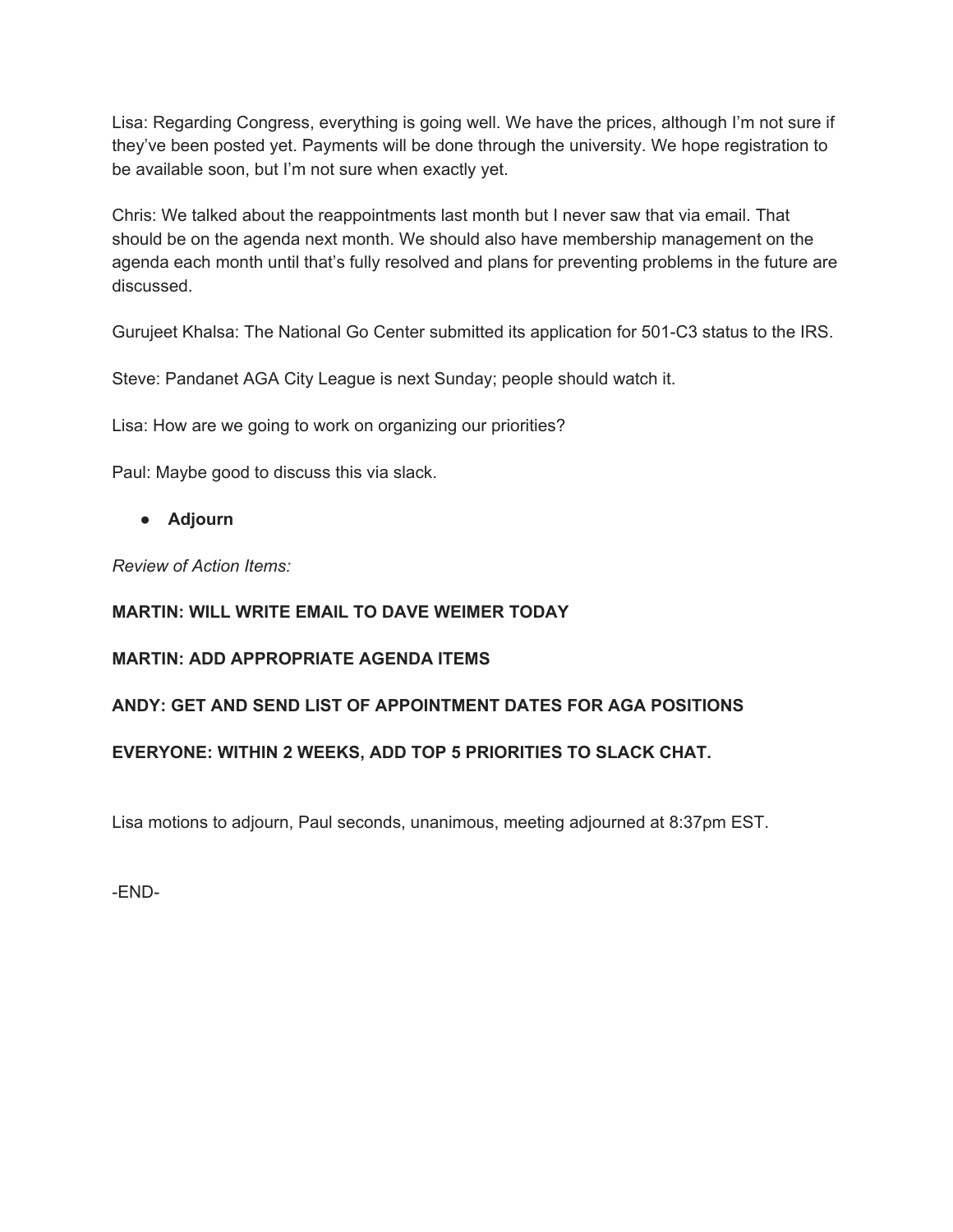Lisa: Regarding Congress, everything is going well. We have the prices, although I'm not sure if they've been posted yet. Payments will be done through the university. We hope registration to be available soon, but I'm not sure when exactly yet.

Chris: We talked about the reappointments last month but I never saw that via email. That should be on the agenda next month. We should also have membership management on the agenda each month until that's fully resolved and plans for preventing problems in the future are discussed.

Gurujeet Khalsa: The National Go Center submitted its application for 501-C3 status to the IRS.

Steve: Pandanet AGA City League is next Sunday; people should watch it.

Lisa: How are we going to work on organizing our priorities?

Paul: Maybe good to discuss this via slack.

- **Adjourn**

*Review of Action Items:*

**MARTIN: WILL WRITE EMAIL TO DAVE WEIMER TODAY**

**MARTIN: ADD APPROPRIATE AGENDA ITEMS**

**ANDY: GET AND SEND LIST OF APPOINTMENT DATES FOR AGA POSITIONS**

**EVERYONE: WITHIN 2 WEEKS, ADD TOP 5 PRIORITIES TO SLACK CHAT.**

Lisa motions to adjourn, Paul seconds, unanimous, meeting adjourned at 8:37pm EST.

-END-